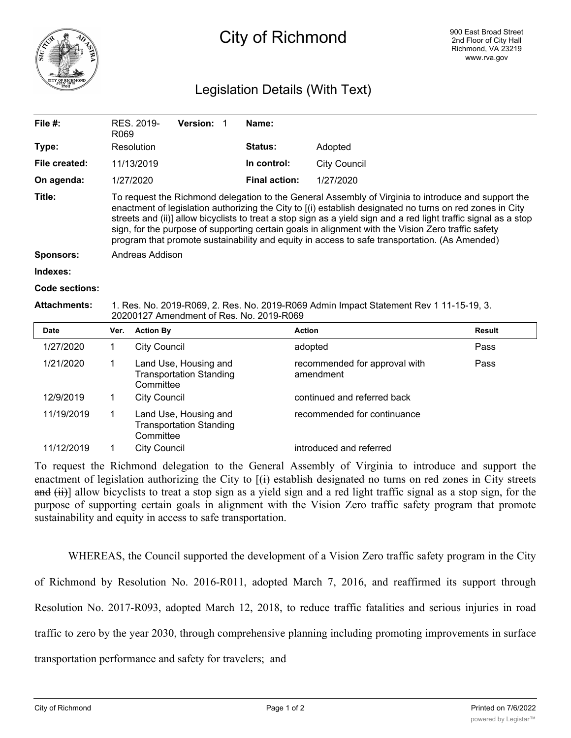# City of Richmond

900 East Broad Street
2nd Floor of City Hall
Richmond, VA 23219
www.rva.gov

## Legislation Details (With Text)

| | | | |
|---|---|---|---|
| **File #:** | RES. 2019-R069 **Version:** 1 | **Name:** | |
| **Type:** | Resolution | **Status:** | Adopted |
| **File created:** | 11/13/2019 | **In control:** | City Council |
| **On agenda:** | 1/27/2020 | **Final action:** | 1/27/2020 |

**Title:** To request the Richmond delegation to the General Assembly of Virginia to introduce and support the enactment of legislation authorizing the City to [(i) establish designated no turns on red zones in City streets and (ii)] allow bicyclists to treat a stop sign as a yield sign and a red light traffic signal as a stop sign, for the purpose of supporting certain goals in alignment with the Vision Zero traffic safety program that promote sustainability and equity in access to safe transportation. (As Amended)

**Sponsors:** Andreas Addison

**Indexes:**

**Code sections:**

**Attachments:** 1. Res. No. 2019-R069, 2. Res. No. 2019-R069 Admin Impact Statement Rev 1 11-15-19, 3. 20200127 Amendment of Res. No. 2019-R069

| Date | Ver. | Action By | Action | Result |
|---|---|---|---|---|
| 1/27/2020 | 1 | City Council | adopted | Pass |
| 1/21/2020 | 1 | Land Use, Housing and Transportation Standing Committee | recommended for approval with amendment | Pass |
| 12/9/2019 | 1 | City Council | continued and referred back | |
| 11/19/2019 | 1 | Land Use, Housing and Transportation Standing Committee | recommended for continuance | |
| 11/12/2019 | 1 | City Council | introduced and referred | |

To request the Richmond delegation to the General Assembly of Virginia to introduce and support the enactment of legislation authorizing the City to [~~(i) establish designated no turns on red zones in City streets and (ii)~~] allow bicyclists to treat a stop sign as a yield sign and a red light traffic signal as a stop sign, for the purpose of supporting certain goals in alignment with the Vision Zero traffic safety program that promote sustainability and equity in access to safe transportation.

WHEREAS, the Council supported the development of a Vision Zero traffic safety program in the City of Richmond by Resolution No. 2016-R011, adopted March 7, 2016, and reaffirmed its support through Resolution No. 2017-R093, adopted March 12, 2018, to reduce traffic fatalities and serious injuries in road traffic to zero by the year 2030, through comprehensive planning including promoting improvements in surface transportation performance and safety for travelers; and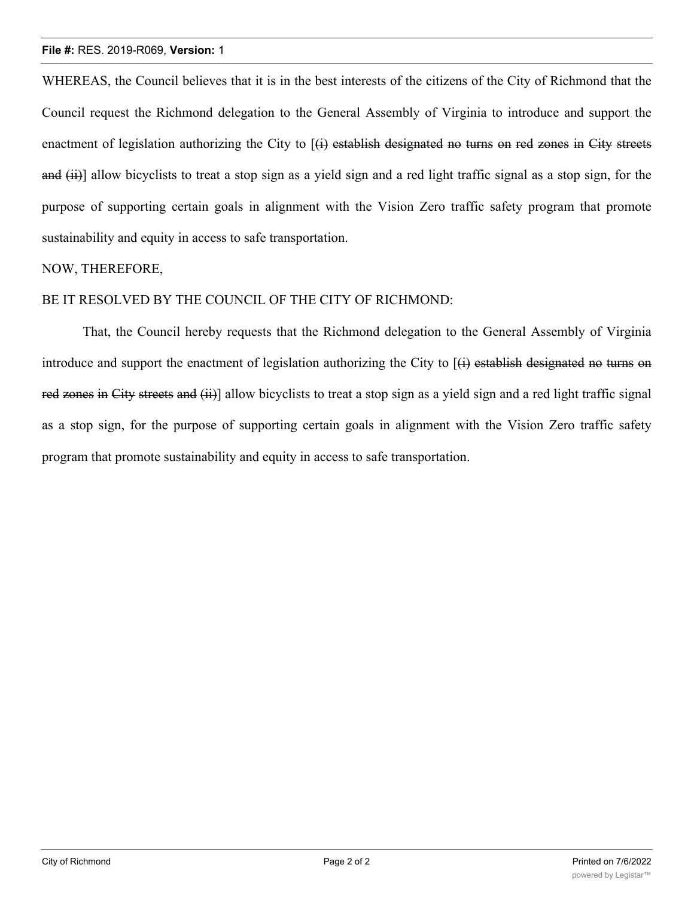WHEREAS, the Council believes that it is in the best interests of the citizens of the City of Richmond that the Council request the Richmond delegation to the General Assembly of Virginia to introduce and support the enactment of legislation authorizing the City to [~~(i) establish designated no turns on red zones in City streets and (ii)~~] allow bicyclists to treat a stop sign as a yield sign and a red light traffic signal as a stop sign, for the purpose of supporting certain goals in alignment with the Vision Zero traffic safety program that promote sustainability and equity in access to safe transportation.

NOW, THEREFORE,

BE IT RESOLVED BY THE COUNCIL OF THE CITY OF RICHMOND:

That, the Council hereby requests that the Richmond delegation to the General Assembly of Virginia introduce and support the enactment of legislation authorizing the City to [~~(i) establish designated no turns on red zones in City streets and (ii)~~] allow bicyclists to treat a stop sign as a yield sign and a red light traffic signal as a stop sign, for the purpose of supporting certain goals in alignment with the Vision Zero traffic safety program that promote sustainability and equity in access to safe transportation.